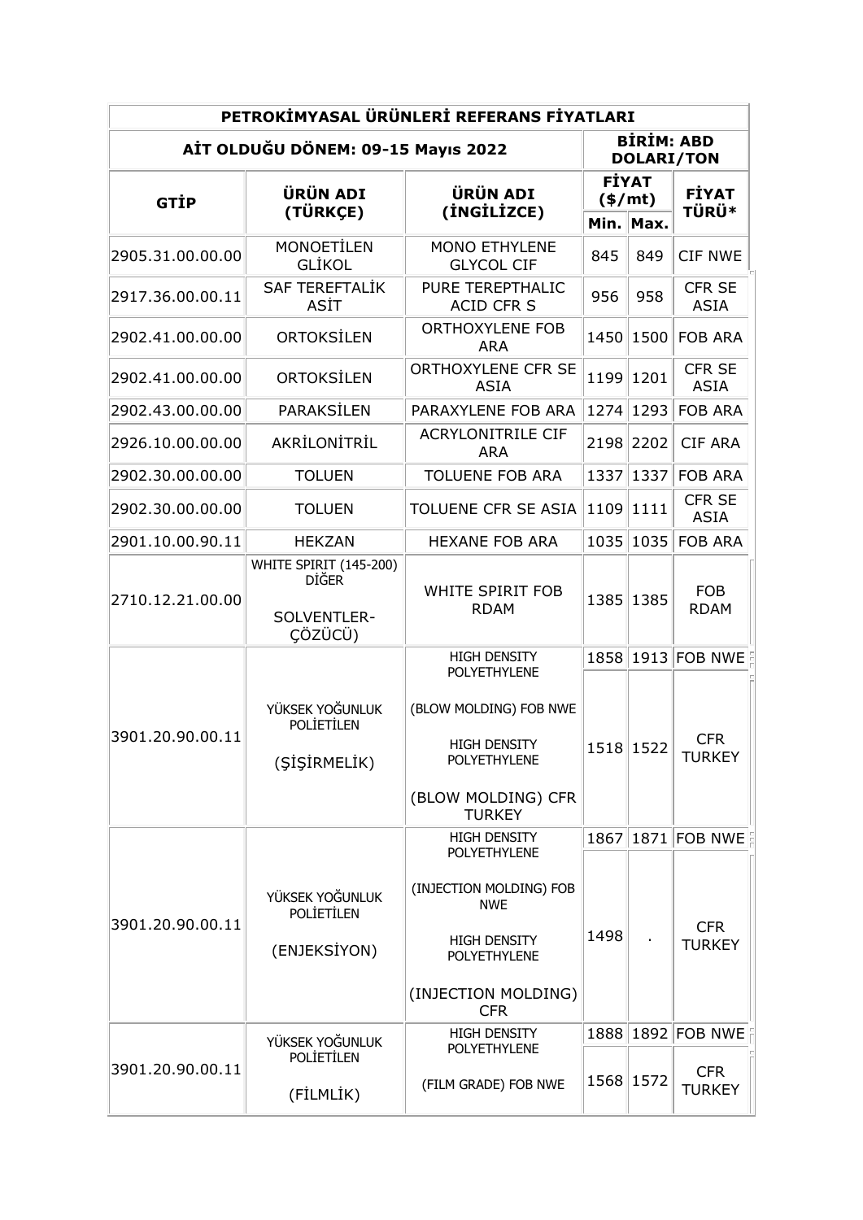| PETROKİMYASAL ÜRÜNLERİ REFERANS FİYATLARI | | | | | |
|---|---|---|---|---|---|
| AİT OLDUĞU DÖNEM: 09-15 Mayıs 2022 | | | | | BİRİM: ABD DOLARI/TON |
| GTİP | ÜRÜN ADI (TÜRKÇE) | ÜRÜN ADI (İNGİLİZCE) | FİYAT ($/mt) | | FİYAT TÜRÜ* |
| | | | Min. | Max. | |
| 2905.31.00.00.00 | MONOETİLEN GLİKOL | MONO ETHYLENE GLYCOL CIF | 845 | 849 | CIF NWE |
| 2917.36.00.00.11 | SAF TEREFTALİK ASİT | PURE TEREPTHALIC ACID CFR S | 956 | 958 | CFR SE ASIA |
| 2902.41.00.00.00 | ORTOKSİLEN | ORTHOXYLENE FOB ARA | 1450 | 1500 | FOB ARA |
| 2902.41.00.00.00 | ORTOKSİLEN | ORTHOXYLENE CFR SE ASIA | 1199 | 1201 | CFR SE ASIA |
| 2902.43.00.00.00 | PARAKSİLEN | PARAXYLENE FOB ARA | 1274 | 1293 | FOB ARA |
| 2926.10.00.00.00 | AKRİLONİTRİL | ACRYLONITRILE CIF ARA | 2198 | 2202 | CIF ARA |
| 2902.30.00.00.00 | TOLUEN | TOLUENE FOB ARA | 1337 | 1337 | FOB ARA |
| 2902.30.00.00.00 | TOLUEN | TOLUENE CFR SE ASIA | 1109 | 1111 | CFR SE ASIA |
| 2901.10.00.90.11 | HEKZAN | HEXANE FOB ARA | 1035 | 1035 | FOB ARA |
| 2710.12.21.00.00 | WHITE SPIRIT (145-200) DİĞER SOLVENTLER-ÇÖZÜCÜ) | WHITE SPIRIT FOB RDAM | 1385 | 1385 | FOB RDAM |
| 3901.20.90.00.11 | YÜKSEK YOĞUNLUK POLİETİLEN (ŞİŞİRMELİK) | HIGH DENSITY POLYETHYLENE (BLOW MOLDING) FOB NWE | 1858 | 1913 | FOB NWE |
| | | HIGH DENSITY POLYETHYLENE (BLOW MOLDING) CFR TURKEY | 1518 | 1522 | CFR TURKEY |
| 3901.20.90.00.11 | YÜKSEK YOĞUNLUK POLİETİLEN (ENJEKSİYON) | HIGH DENSITY POLYETHYLENE (INJECTION MOLDING) FOB NWE | 1867 | 1871 | FOB NWE |
| | | HIGH DENSITY POLYETHYLENE (INJECTION MOLDING) CFR | 1498 | . | CFR TURKEY |
| 3901.20.90.00.11 | YÜKSEK YOĞUNLUK POLİETİLEN (FİLMLİK) | HIGH DENSITY POLYETHYLENE (FILM GRADE) FOB NWE | 1888 | 1892 | FOB NWE |
| | | | 1568 | 1572 | CFR TURKEY |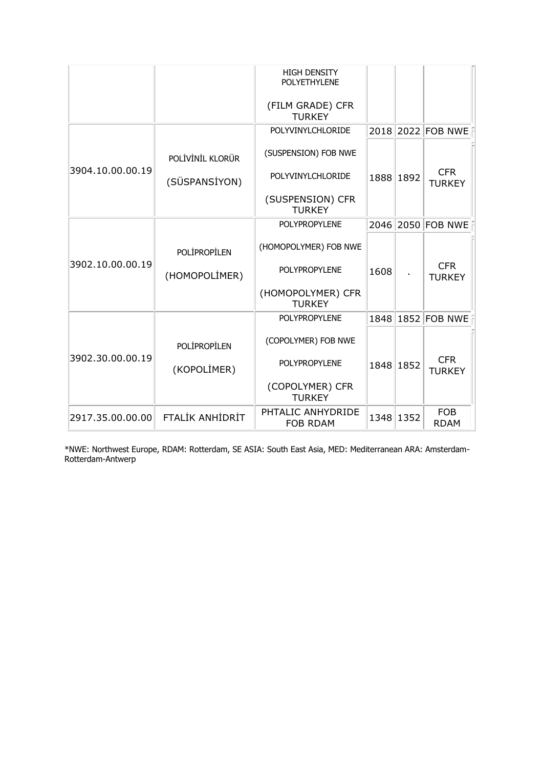| | | | | | |
|---|---|---|---|---|---|
| | | HIGH DENSITY POLYETHYLENE (FILM GRADE) CFR TURKEY | | | |
| 3904.10.00.00.19 | POLİVİNİL KLORÜR (SÜSPANSİYON) | POLYVINYLCHLORIDE (SUSPENSION) FOB NWE | 2018 | 2022 | FOB NWE |
| | | POLYVINYLCHLORIDE (SUSPENSION) CFR TURKEY | 1888 | 1892 | CFR TURKEY |
| 3902.10.00.00.19 | POLİPROPİLEN (HOMOPOLİMER) | POLYPROPYLENE (HOMOPOLYMER) FOB NWE | 2046 | 2050 | FOB NWE |
| | | POLYPROPYLENE (HOMOPOLYMER) CFR TURKEY | 1608 | . | CFR TURKEY |
| 3902.30.00.00.19 | POLİPROPİLEN (KOPOLİMER) | POLYPROPYLENE (COPOLYMER) FOB NWE | 1848 | 1852 | FOB NWE |
| | | POLYPROPYLENE (COPOLYMER) CFR TURKEY | 1848 | 1852 | CFR TURKEY |
| 2917.35.00.00.00 | FTALİK ANHİDRİT | PHTALIC ANHYDRIDE FOB RDAM | 1348 | 1352 | FOB RDAM |

*NWE: Northwest Europe, RDAM: Rotterdam, SE ASIA: South East Asia, MED: Mediterranean ARA: Amsterdam-Rotterdam-Antwerp